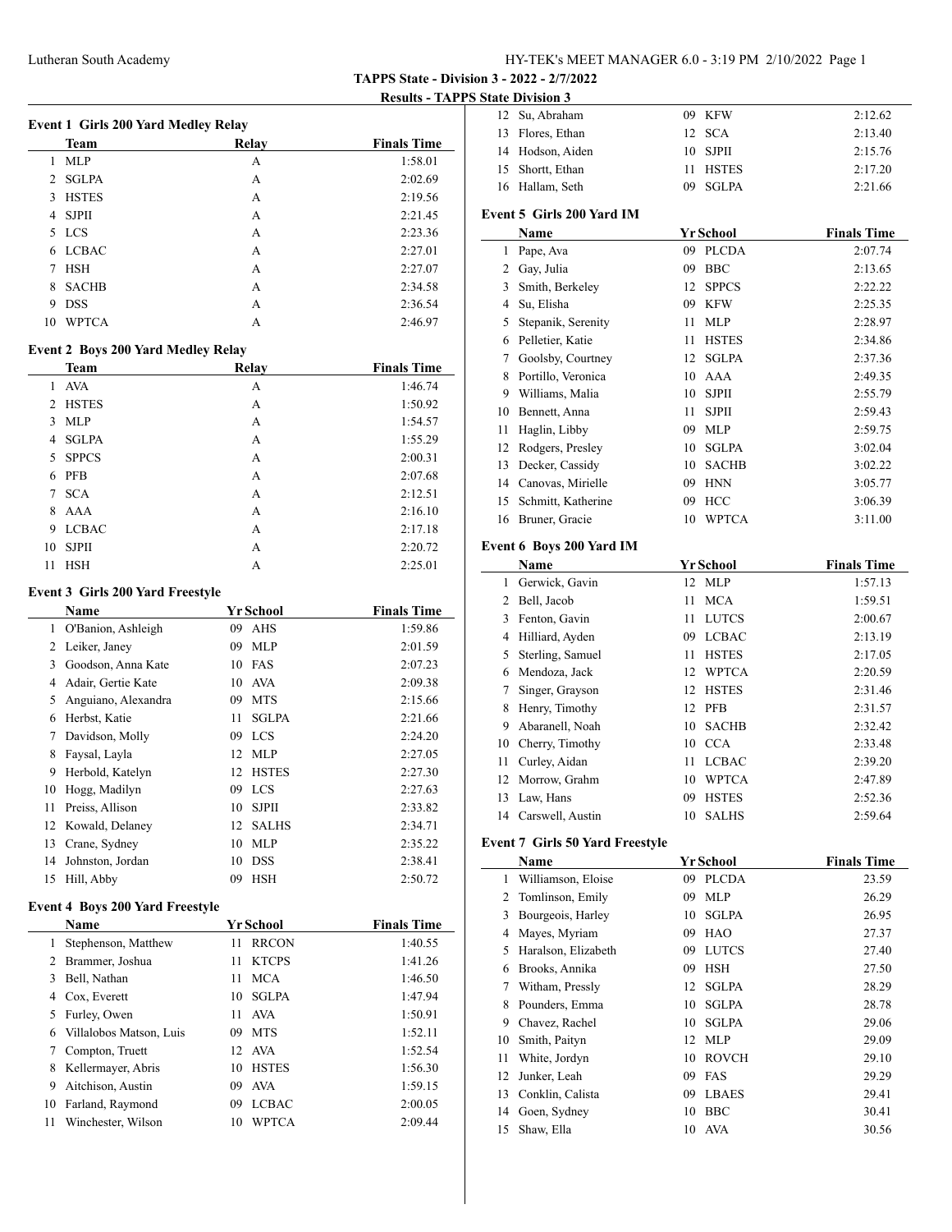**TAPPS State - Division 3 - 2022 - 2/7/2022**

**Results - TAPPS State Division 3**

### Event 1 Girls 200 Yard Medley Relay

| | Team | Relay | Finals Time |
|---|---|---|---|
| 1 | MLP | A | 1:58.01 |
| 2 | SGLPA | A | 2:02.69 |
| 3 | HSTES | A | 2:19.56 |
| 4 | SJPII | A | 2:21.45 |
| 5 | LCS | A | 2:23.36 |
| 6 | LCBAC | A | 2:27.01 |
| 7 | HSH | A | 2:27.07 |
| 8 | SACHB | A | 2:34.58 |
| 9 | DSS | A | 2:36.54 |
| 10 | WPTCA | A | 2:46.97 |

### Event 2 Boys 200 Yard Medley Relay

| | Team | Relay | Finals Time |
|---|---|---|---|
| 1 | AVA | A | 1:46.74 |
| 2 | HSTES | A | 1:50.92 |
| 3 | MLP | A | 1:54.57 |
| 4 | SGLPA | A | 1:55.29 |
| 5 | SPPCS | A | 2:00.31 |
| 6 | PFB | A | 2:07.68 |
| 7 | SCA | A | 2:12.51 |
| 8 | AAA | A | 2:16.10 |
| 9 | LCBAC | A | 2:17.18 |
| 10 | SJPII | A | 2:20.72 |
| 11 | HSH | A | 2:25.01 |

### Event 3 Girls 200 Yard Freestyle

| | Name | Yr | School | Finals Time |
|---|---|---|---|---|
| 1 | O'Banion, Ashleigh | 09 | AHS | 1:59.86 |
| 2 | Leiker, Janey | 09 | MLP | 2:01.59 |
| 3 | Goodson, Anna Kate | 10 | FAS | 2:07.23 |
| 4 | Adair, Gertie Kate | 10 | AVA | 2:09.38 |
| 5 | Anguiano, Alexandra | 09 | MTS | 2:15.66 |
| 6 | Herbst, Katie | 11 | SGLPA | 2:21.66 |
| 7 | Davidson, Molly | 09 | LCS | 2:24.20 |
| 8 | Faysal, Layla | 12 | MLP | 2:27.05 |
| 9 | Herbold, Katelyn | 12 | HSTES | 2:27.30 |
| 10 | Hogg, Madilyn | 09 | LCS | 2:27.63 |
| 11 | Preiss, Allison | 10 | SJPII | 2:33.82 |
| 12 | Kowald, Delaney | 12 | SALHS | 2:34.71 |
| 13 | Crane, Sydney | 10 | MLP | 2:35.22 |
| 14 | Johnston, Jordan | 10 | DSS | 2:38.41 |
| 15 | Hill, Abby | 09 | HSH | 2:50.72 |

### Event 4 Boys 200 Yard Freestyle

| | Name | Yr | School | Finals Time |
|---|---|---|---|---|
| 1 | Stephenson, Matthew | 11 | RRCON | 1:40.55 |
| 2 | Brammer, Joshua | 11 | KTCPS | 1:41.26 |
| 3 | Bell, Nathan | 11 | MCA | 1:46.50 |
| 4 | Cox, Everett | 10 | SGLPA | 1:47.94 |
| 5 | Furley, Owen | 11 | AVA | 1:50.91 |
| 6 | Villalobos Matson, Luis | 09 | MTS | 1:52.11 |
| 7 | Compton, Truett | 12 | AVA | 1:52.54 |
| 8 | Kellermayer, Abris | 10 | HSTES | 1:56.30 |
| 9 | Aitchison, Austin | 09 | AVA | 1:59.15 |
| 10 | Farland, Raymond | 09 | LCBAC | 2:00.05 |
| 11 | Winchester, Wilson | 10 | WPTCA | 2:09.44 |
| 12 | Su, Abraham | 09 | KFW | 2:12.62 |
| 13 | Flores, Ethan | 12 | SCA | 2:13.40 |
| 14 | Hodson, Aiden | 10 | SJPII | 2:15.76 |
| 15 | Shortt, Ethan | 11 | HSTES | 2:17.20 |
| 16 | Hallam, Seth | 09 | SGLPA | 2:21.66 |

### Event 5 Girls 200 Yard IM

| | Name | Yr | School | Finals Time |
|---|---|---|---|---|
| 1 | Pape, Ava | 09 | PLCDA | 2:07.74 |
| 2 | Gay, Julia | 09 | BBC | 2:13.65 |
| 3 | Smith, Berkeley | 12 | SPPCS | 2:22.22 |
| 4 | Su, Elisha | 09 | KFW | 2:25.35 |
| 5 | Stepanik, Serenity | 11 | MLP | 2:28.97 |
| 6 | Pelletier, Katie | 11 | HSTES | 2:34.86 |
| 7 | Goolsby, Courtney | 12 | SGLPA | 2:37.36 |
| 8 | Portillo, Veronica | 10 | AAA | 2:49.35 |
| 9 | Williams, Malia | 10 | SJPII | 2:55.79 |
| 10 | Bennett, Anna | 11 | SJPII | 2:59.43 |
| 11 | Haglin, Libby | 09 | MLP | 2:59.75 |
| 12 | Rodgers, Presley | 10 | SGLPA | 3:02.04 |
| 13 | Decker, Cassidy | 10 | SACHB | 3:02.22 |
| 14 | Canovas, Mirielle | 09 | HNN | 3:05.77 |
| 15 | Schmitt, Katherine | 09 | HCC | 3:06.39 |
| 16 | Bruner, Gracie | 10 | WPTCA | 3:11.00 |

### Event 6 Boys 200 Yard IM

| | Name | Yr | School | Finals Time |
|---|---|---|---|---|
| 1 | Gerwick, Gavin | 12 | MLP | 1:57.13 |
| 2 | Bell, Jacob | 11 | MCA | 1:59.51 |
| 3 | Fenton, Gavin | 11 | LUTCS | 2:00.67 |
| 4 | Hilliard, Ayden | 09 | LCBAC | 2:13.19 |
| 5 | Sterling, Samuel | 11 | HSTES | 2:17.05 |
| 6 | Mendoza, Jack | 12 | WPTCA | 2:20.59 |
| 7 | Singer, Grayson | 12 | HSTES | 2:31.46 |
| 8 | Henry, Timothy | 12 | PFB | 2:31.57 |
| 9 | Abaranell, Noah | 10 | SACHB | 2:32.42 |
| 10 | Cherry, Timothy | 10 | CCA | 2:33.48 |
| 11 | Curley, Aidan | 11 | LCBAC | 2:39.20 |
| 12 | Morrow, Grahm | 10 | WPTCA | 2:47.89 |
| 13 | Law, Hans | 09 | HSTES | 2:52.36 |
| 14 | Carswell, Austin | 10 | SALHS | 2:59.64 |

### Event 7 Girls 50 Yard Freestyle

| | Name | Yr | School | Finals Time |
|---|---|---|---|---|
| 1 | Williamson, Eloise | 09 | PLCDA | 23.59 |
| 2 | Tomlinson, Emily | 09 | MLP | 26.29 |
| 3 | Bourgeois, Harley | 10 | SGLPA | 26.95 |
| 4 | Mayes, Myriam | 09 | HAO | 27.37 |
| 5 | Haralson, Elizabeth | 09 | LUTCS | 27.40 |
| 6 | Brooks, Annika | 09 | HSH | 27.50 |
| 7 | Witham, Pressly | 12 | SGLPA | 28.29 |
| 8 | Pounders, Emma | 10 | SGLPA | 28.78 |
| 9 | Chavez, Rachel | 10 | SGLPA | 29.06 |
| 10 | Smith, Paityn | 12 | MLP | 29.09 |
| 11 | White, Jordyn | 10 | ROVCH | 29.10 |
| 12 | Junker, Leah | 09 | FAS | 29.29 |
| 13 | Conklin, Calista | 09 | LBAES | 29.41 |
| 14 | Goen, Sydney | 10 | BBC | 30.41 |
| 15 | Shaw, Ella | 10 | AVA | 30.56 |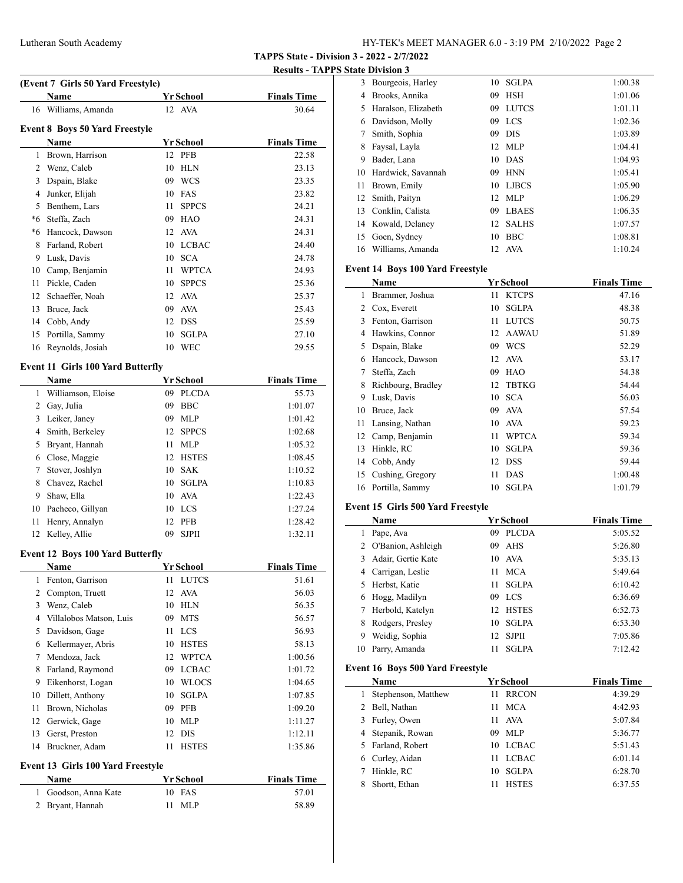**TAPPS State - Division 3 - 2022 - 2/7/2022**

**Results - TAPPS State Division 3**

### (Event 7 Girls 50 Yard Freestyle)

| | Name | Yr | School | Finals Time |
|---|---|---|---|---|
| 16 | Williams, Amanda | 12 | AVA | 30.64 |

### Event 8 Boys 50 Yard Freestyle

| | Name | Yr | School | Finals Time |
|---|---|---|---|---|
| 1 | Brown, Harrison | 12 | PFB | 22.58 |
| 2 | Wenz, Caleb | 10 | HLN | 23.13 |
| 3 | Dspain, Blake | 09 | WCS | 23.35 |
| 4 | Junker, Elijah | 10 | FAS | 23.82 |
| 5 | Benthem, Lars | 11 | SPPCS | 24.21 |
| *6 | Steffa, Zach | 09 | HAO | 24.31 |
| *6 | Hancock, Dawson | 12 | AVA | 24.31 |
| 8 | Farland, Robert | 10 | LCBAC | 24.40 |
| 9 | Lusk, Davis | 10 | SCA | 24.78 |
| 10 | Camp, Benjamin | 11 | WPTCA | 24.93 |
| 11 | Pickle, Caden | 10 | SPPCS | 25.36 |
| 12 | Schaeffer, Noah | 12 | AVA | 25.37 |
| 13 | Bruce, Jack | 09 | AVA | 25.43 |
| 14 | Cobb, Andy | 12 | DSS | 25.59 |
| 15 | Portilla, Sammy | 10 | SGLPA | 27.10 |
| 16 | Reynolds, Josiah | 10 | WEC | 29.55 |

### Event 11 Girls 100 Yard Butterfly

| | Name | Yr | School | Finals Time |
|---|---|---|---|---|
| 1 | Williamson, Eloise | 09 | PLCDA | 55.73 |
| 2 | Gay, Julia | 09 | BBC | 1:01.07 |
| 3 | Leiker, Janey | 09 | MLP | 1:01.42 |
| 4 | Smith, Berkeley | 12 | SPPCS | 1:02.68 |
| 5 | Bryant, Hannah | 11 | MLP | 1:05.32 |
| 6 | Close, Maggie | 12 | HSTES | 1:08.45 |
| 7 | Stover, Joshlyn | 10 | SAK | 1:10.52 |
| 8 | Chavez, Rachel | 10 | SGLPA | 1:10.83 |
| 9 | Shaw, Ella | 10 | AVA | 1:22.43 |
| 10 | Pacheco, Gillyan | 10 | LCS | 1:27.24 |
| 11 | Henry, Annalyn | 12 | PFB | 1:28.42 |
| 12 | Kelley, Allie | 09 | SJPII | 1:32.11 |

### Event 12 Boys 100 Yard Butterfly

| | Name | Yr | School | Finals Time |
|---|---|---|---|---|
| 1 | Fenton, Garrison | 11 | LUTCS | 51.61 |
| 2 | Compton, Truett | 12 | AVA | 56.03 |
| 3 | Wenz, Caleb | 10 | HLN | 56.35 |
| 4 | Villalobos Matson, Luis | 09 | MTS | 56.57 |
| 5 | Davidson, Gage | 11 | LCS | 56.93 |
| 6 | Kellermayer, Abris | 10 | HSTES | 58.13 |
| 7 | Mendoza, Jack | 12 | WPTCA | 1:00.56 |
| 8 | Farland, Raymond | 09 | LCBAC | 1:01.72 |
| 9 | Eikenhorst, Logan | 10 | WLOCS | 1:04.65 |
| 10 | Dillett, Anthony | 10 | SGLPA | 1:07.85 |
| 11 | Brown, Nicholas | 09 | PFB | 1:09.20 |
| 12 | Gerwick, Gage | 10 | MLP | 1:11.27 |
| 13 | Gerst, Preston | 12 | DIS | 1:12.11 |
| 14 | Bruckner, Adam | 11 | HSTES | 1:35.86 |

### Event 13 Girls 100 Yard Freestyle

| | Name | Yr | School | Finals Time |
|---|---|---|---|---|
| 1 | Goodson, Anna Kate | 10 | FAS | 57.01 |
| 2 | Bryant, Hannah | 11 | MLP | 58.89 |
| 3 | Bourgeois, Harley | 10 | SGLPA | 1:00.38 |
| 4 | Brooks, Annika | 09 | HSH | 1:01.06 |
| 5 | Haralson, Elizabeth | 09 | LUTCS | 1:01.11 |
| 6 | Davidson, Molly | 09 | LCS | 1:02.36 |
| 7 | Smith, Sophia | 09 | DIS | 1:03.89 |
| 8 | Faysal, Layla | 12 | MLP | 1:04.41 |
| 9 | Bader, Lana | 10 | DAS | 1:04.93 |
| 10 | Hardwick, Savannah | 09 | HNN | 1:05.41 |
| 11 | Brown, Emily | 10 | LJBCS | 1:05.90 |
| 12 | Smith, Paityn | 12 | MLP | 1:06.29 |
| 13 | Conklin, Calista | 09 | LBAES | 1:06.35 |
| 14 | Kowald, Delaney | 12 | SALHS | 1:07.57 |
| 15 | Goen, Sydney | 10 | BBC | 1:08.81 |
| 16 | Williams, Amanda | 12 | AVA | 1:10.24 |

### Event 14 Boys 100 Yard Freestyle

| | Name | Yr | School | Finals Time |
|---|---|---|---|---|
| 1 | Brammer, Joshua | 11 | KTCPS | 47.16 |
| 2 | Cox, Everett | 10 | SGLPA | 48.38 |
| 3 | Fenton, Garrison | 11 | LUTCS | 50.75 |
| 4 | Hawkins, Connor | 12 | AAWAU | 51.89 |
| 5 | Dspain, Blake | 09 | WCS | 52.29 |
| 6 | Hancock, Dawson | 12 | AVA | 53.17 |
| 7 | Steffa, Zach | 09 | HAO | 54.38 |
| 8 | Richbourg, Bradley | 12 | TBTKG | 54.44 |
| 9 | Lusk, Davis | 10 | SCA | 56.03 |
| 10 | Bruce, Jack | 09 | AVA | 57.54 |
| 11 | Lansing, Nathan | 10 | AVA | 59.23 |
| 12 | Camp, Benjamin | 11 | WPTCA | 59.34 |
| 13 | Hinkle, RC | 10 | SGLPA | 59.36 |
| 14 | Cobb, Andy | 12 | DSS | 59.44 |
| 15 | Cushing, Gregory | 11 | DAS | 1:00.48 |
| 16 | Portilla, Sammy | 10 | SGLPA | 1:01.79 |

### Event 15 Girls 500 Yard Freestyle

| | Name | Yr | School | Finals Time |
|---|---|---|---|---|
| 1 | Pape, Ava | 09 | PLCDA | 5:05.52 |
| 2 | O'Banion, Ashleigh | 09 | AHS | 5:26.80 |
| 3 | Adair, Gertie Kate | 10 | AVA | 5:35.13 |
| 4 | Carrigan, Leslie | 11 | MCA | 5:49.64 |
| 5 | Herbst, Katie | 11 | SGLPA | 6:10.42 |
| 6 | Hogg, Madilyn | 09 | LCS | 6:36.69 |
| 7 | Herbold, Katelyn | 12 | HSTES | 6:52.73 |
| 8 | Rodgers, Presley | 10 | SGLPA | 6:53.30 |
| 9 | Weidig, Sophia | 12 | SJPII | 7:05.86 |
| 10 | Parry, Amanda | 11 | SGLPA | 7:12.42 |

### Event 16 Boys 500 Yard Freestyle

| | Name | Yr | School | Finals Time |
|---|---|---|---|---|
| 1 | Stephenson, Matthew | 11 | RRCON | 4:39.29 |
| 2 | Bell, Nathan | 11 | MCA | 4:42.93 |
| 3 | Furley, Owen | 11 | AVA | 5:07.84 |
| 4 | Stepanik, Rowan | 09 | MLP | 5:36.77 |
| 5 | Farland, Robert | 10 | LCBAC | 5:51.43 |
| 6 | Curley, Aidan | 11 | LCBAC | 6:01.14 |
| 7 | Hinkle, RC | 10 | SGLPA | 6:28.70 |
| 8 | Shortt, Ethan | 11 | HSTES | 6:37.55 |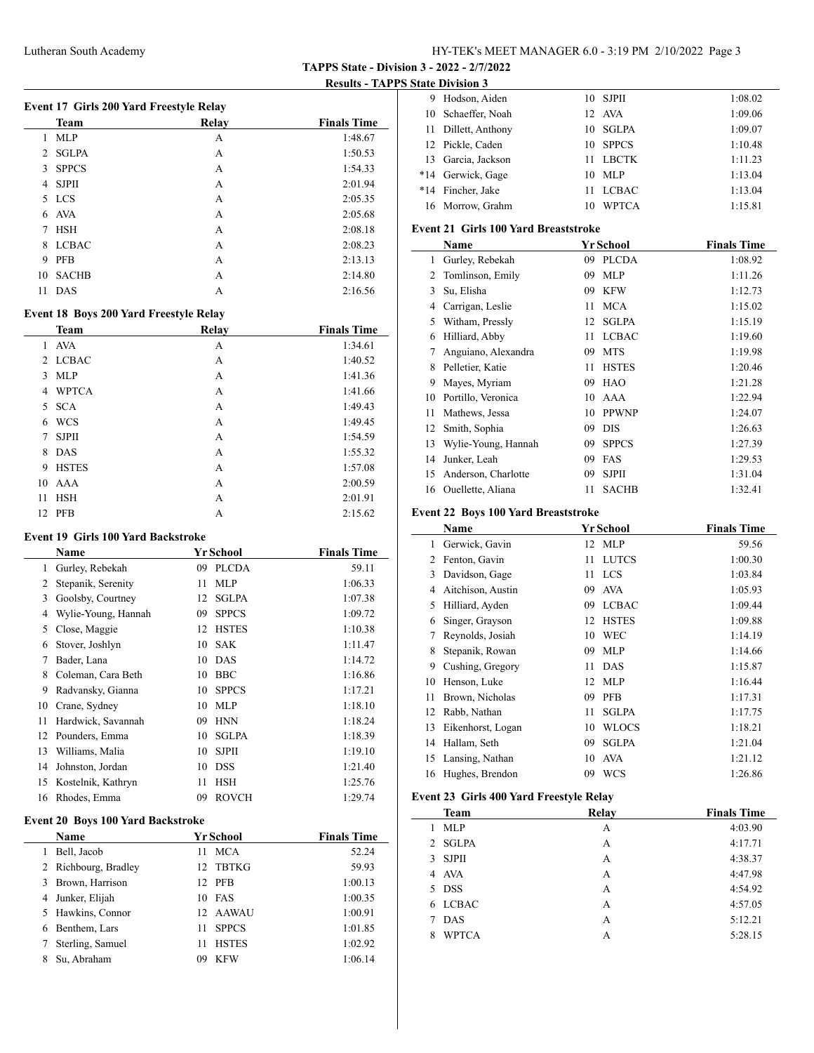**TAPPS State - Division 3 - 2022 - 2/7/2022**

**Results - TAPPS State Division 3**

### Event 17 Girls 200 Yard Freestyle Relay

| | Team | Relay | Finals Time |
|---|---|---|---|
| 1 | MLP | A | 1:48.67 |
| 2 | SGLPA | A | 1:50.53 |
| 3 | SPPCS | A | 1:54.33 |
| 4 | SJPII | A | 2:01.94 |
| 5 | LCS | A | 2:05.35 |
| 6 | AVA | A | 2:05.68 |
| 7 | HSH | A | 2:08.18 |
| 8 | LCBAC | A | 2:08.23 |
| 9 | PFB | A | 2:13.13 |
| 10 | SACHB | A | 2:14.80 |
| 11 | DAS | A | 2:16.56 |

### Event 18 Boys 200 Yard Freestyle Relay

| | Team | Relay | Finals Time |
|---|---|---|---|
| 1 | AVA | A | 1:34.61 |
| 2 | LCBAC | A | 1:40.52 |
| 3 | MLP | A | 1:41.36 |
| 4 | WPTCA | A | 1:41.66 |
| 5 | SCA | A | 1:49.43 |
| 6 | WCS | A | 1:49.45 |
| 7 | SJPII | A | 1:54.59 |
| 8 | DAS | A | 1:55.32 |
| 9 | HSTES | A | 1:57.08 |
| 10 | AAA | A | 2:00.59 |
| 11 | HSH | A | 2:01.91 |
| 12 | PFB | A | 2:15.62 |

### Event 19 Girls 100 Yard Backstroke

| | Name | Yr | School | Finals Time |
|---|---|---|---|---|
| 1 | Gurley, Rebekah | 09 | PLCDA | 59.11 |
| 2 | Stepanik, Serenity | 11 | MLP | 1:06.33 |
| 3 | Goolsby, Courtney | 12 | SGLPA | 1:07.38 |
| 4 | Wylie-Young, Hannah | 09 | SPPCS | 1:09.72 |
| 5 | Close, Maggie | 12 | HSTES | 1:10.38 |
| 6 | Stover, Joshlyn | 10 | SAK | 1:11.47 |
| 7 | Bader, Lana | 10 | DAS | 1:14.72 |
| 8 | Coleman, Cara Beth | 10 | BBC | 1:16.86 |
| 9 | Radvansky, Gianna | 10 | SPPCS | 1:17.21 |
| 10 | Crane, Sydney | 10 | MLP | 1:18.10 |
| 11 | Hardwick, Savannah | 09 | HNN | 1:18.24 |
| 12 | Pounders, Emma | 10 | SGLPA | 1:18.39 |
| 13 | Williams, Malia | 10 | SJPII | 1:19.10 |
| 14 | Johnston, Jordan | 10 | DSS | 1:21.40 |
| 15 | Kostelnik, Kathryn | 11 | HSH | 1:25.76 |
| 16 | Rhodes, Emma | 09 | ROVCH | 1:29.74 |

### Event 20 Boys 100 Yard Backstroke

| | Name | Yr | School | Finals Time |
|---|---|---|---|---|
| 1 | Bell, Jacob | 11 | MCA | 52.24 |
| 2 | Richbourg, Bradley | 12 | TBTKG | 59.93 |
| 3 | Brown, Harrison | 12 | PFB | 1:00.13 |
| 4 | Junker, Elijah | 10 | FAS | 1:00.35 |
| 5 | Hawkins, Connor | 12 | AAWAU | 1:00.91 |
| 6 | Benthem, Lars | 11 | SPPCS | 1:01.85 |
| 7 | Sterling, Samuel | 11 | HSTES | 1:02.92 |
| 8 | Su, Abraham | 09 | KFW | 1:06.14 |
| 9 | Hodson, Aiden | 10 | SJPII | 1:08.02 |
| 10 | Schaeffer, Noah | 12 | AVA | 1:09.06 |
| 11 | Dillett, Anthony | 10 | SGLPA | 1:09.07 |
| 12 | Pickle, Caden | 10 | SPPCS | 1:10.48 |
| 13 | Garcia, Jackson | 11 | LBCTK | 1:11.23 |
| *14 | Gerwick, Gage | 10 | MLP | 1:13.04 |
| *14 | Fincher, Jake | 11 | LCBAC | 1:13.04 |
| 16 | Morrow, Grahm | 10 | WPTCA | 1:15.81 |

### Event 21 Girls 100 Yard Breaststroke

| | Name | Yr | School | Finals Time |
|---|---|---|---|---|
| 1 | Gurley, Rebekah | 09 | PLCDA | 1:08.92 |
| 2 | Tomlinson, Emily | 09 | MLP | 1:11.26 |
| 3 | Su, Elisha | 09 | KFW | 1:12.73 |
| 4 | Carrigan, Leslie | 11 | MCA | 1:15.02 |
| 5 | Witham, Pressly | 12 | SGLPA | 1:15.19 |
| 6 | Hilliard, Abby | 11 | LCBAC | 1:19.60 |
| 7 | Anguiano, Alexandra | 09 | MTS | 1:19.98 |
| 8 | Pelletier, Katie | 11 | HSTES | 1:20.46 |
| 9 | Mayes, Myriam | 09 | HAO | 1:21.28 |
| 10 | Portillo, Veronica | 10 | AAA | 1:22.94 |
| 11 | Mathews, Jessa | 10 | PPWNP | 1:24.07 |
| 12 | Smith, Sophia | 09 | DIS | 1:26.63 |
| 13 | Wylie-Young, Hannah | 09 | SPPCS | 1:27.39 |
| 14 | Junker, Leah | 09 | FAS | 1:29.53 |
| 15 | Anderson, Charlotte | 09 | SJPII | 1:31.04 |
| 16 | Ouellette, Aliana | 11 | SACHB | 1:32.41 |

### Event 22 Boys 100 Yard Breaststroke

| | Name | Yr | School | Finals Time |
|---|---|---|---|---|
| 1 | Gerwick, Gavin | 12 | MLP | 59.56 |
| 2 | Fenton, Gavin | 11 | LUTCS | 1:00.30 |
| 3 | Davidson, Gage | 11 | LCS | 1:03.84 |
| 4 | Aitchison, Austin | 09 | AVA | 1:05.93 |
| 5 | Hilliard, Ayden | 09 | LCBAC | 1:09.44 |
| 6 | Singer, Grayson | 12 | HSTES | 1:09.88 |
| 7 | Reynolds, Josiah | 10 | WEC | 1:14.19 |
| 8 | Stepanik, Rowan | 09 | MLP | 1:14.66 |
| 9 | Cushing, Gregory | 11 | DAS | 1:15.87 |
| 10 | Henson, Luke | 12 | MLP | 1:16.44 |
| 11 | Brown, Nicholas | 09 | PFB | 1:17.31 |
| 12 | Rabb, Nathan | 11 | SGLPA | 1:17.75 |
| 13 | Eikenhorst, Logan | 10 | WLOCS | 1:18.21 |
| 14 | Hallam, Seth | 09 | SGLPA | 1:21.04 |
| 15 | Lansing, Nathan | 10 | AVA | 1:21.12 |
| 16 | Hughes, Brendon | 09 | WCS | 1:26.86 |

### Event 23 Girls 400 Yard Freestyle Relay

| | Team | Relay | Finals Time |
|---|---|---|---|
| 1 | MLP | A | 4:03.90 |
| 2 | SGLPA | A | 4:17.71 |
| 3 | SJPII | A | 4:38.37 |
| 4 | AVA | A | 4:47.98 |
| 5 | DSS | A | 4:54.92 |
| 6 | LCBAC | A | 4:57.05 |
| 7 | DAS | A | 5:12.21 |
| 8 | WPTCA | A | 5:28.15 |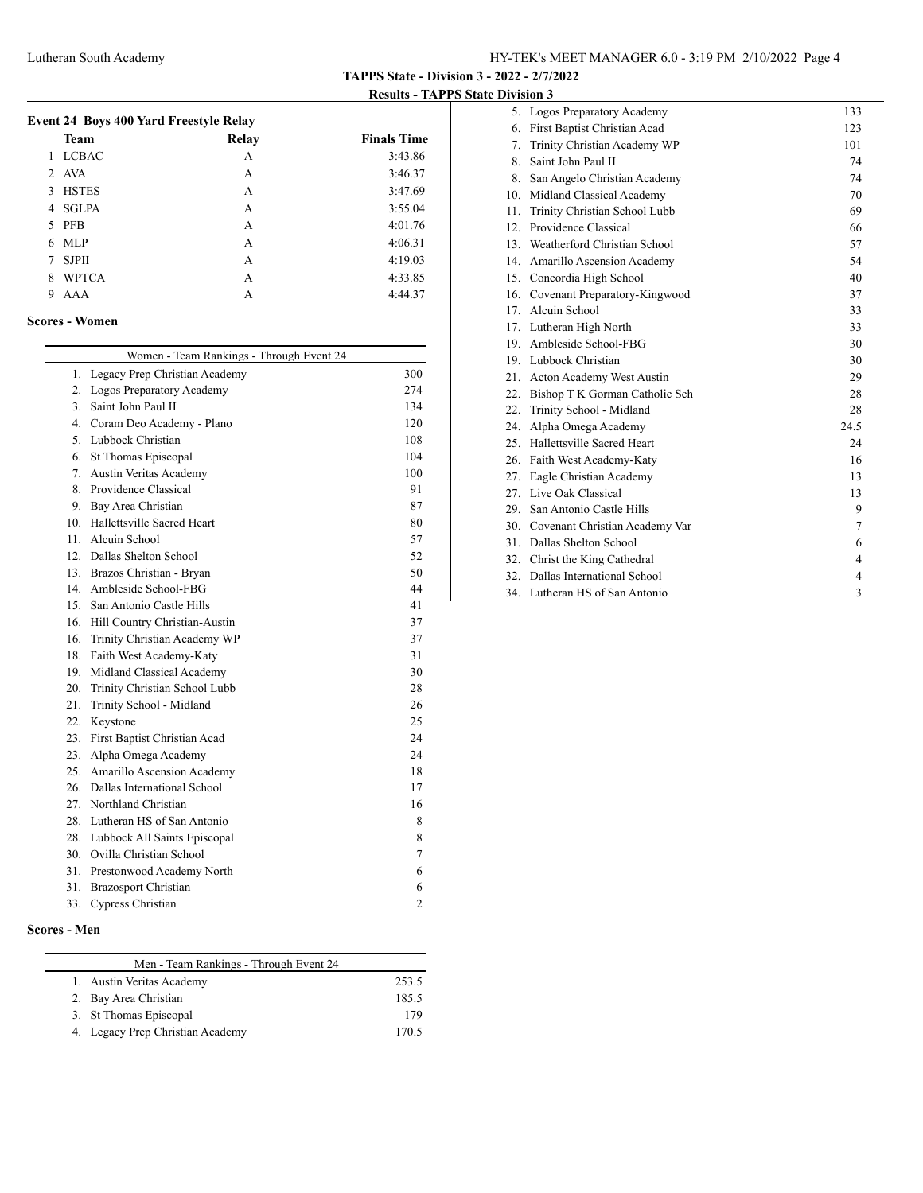## Event 24 Boys 400 Yard Freestyle Relay

| | Team | Relay | Finals Time |
|---|---|---|---|
| 1 | LCBAC | A | 3:43.86 |
| 2 | AVA | A | 3:46.37 |
| 3 | HSTES | A | 3:47.69 |
| 4 | SGLPA | A | 3:55.04 |
| 5 | PFB | A | 4:01.76 |
| 6 | MLP | A | 4:06.31 |
| 7 | SJPII | A | 4:19.03 |
| 8 | WPTCA | A | 4:33.85 |
| 9 | AAA | A | 4:44.37 |

## Scores - Women

| Women - Team Rankings - Through Event 24 | |
|---|---|
| 1. Legacy Prep Christian Academy | 300 |
| 2. Logos Preparatory Academy | 274 |
| 3. Saint John Paul II | 134 |
| 4. Coram Deo Academy - Plano | 120 |
| 5. Lubbock Christian | 108 |
| 6. St Thomas Episcopal | 104 |
| 7. Austin Veritas Academy | 100 |
| 8. Providence Classical | 91 |
| 9. Bay Area Christian | 87 |
| 10. Hallettsville Sacred Heart | 80 |
| 11. Alcuin School | 57 |
| 12. Dallas Shelton School | 52 |
| 13. Brazos Christian - Bryan | 50 |
| 14. Ambleside School-FBG | 44 |
| 15. San Antonio Castle Hills | 41 |
| 16. Hill Country Christian-Austin | 37 |
| 16. Trinity Christian Academy WP | 37 |
| 18. Faith West Academy-Katy | 31 |
| 19. Midland Classical Academy | 30 |
| 20. Trinity Christian School Lubb | 28 |
| 21. Trinity School - Midland | 26 |
| 22. Keystone | 25 |
| 23. First Baptist Christian Acad | 24 |
| 23. Alpha Omega Academy | 24 |
| 25. Amarillo Ascension Academy | 18 |
| 26. Dallas International School | 17 |
| 27. Northland Christian | 16 |
| 28. Lutheran HS of San Antonio | 8 |
| 28. Lubbock All Saints Episcopal | 8 |
| 30. Ovilla Christian School | 7 |
| 31. Prestonwood Academy North | 6 |
| 31. Brazosport Christian | 6 |
| 33. Cypress Christian | 2 |

## Scores - Men

| Men - Team Rankings - Through Event 24 | |
|---|---|
| 1. Austin Veritas Academy | 253.5 |
| 2. Bay Area Christian | 185.5 |
| 3. St Thomas Episcopal | 179 |
| 4. Legacy Prep Christian Academy | 170.5 |
| 5. Logos Preparatory Academy | 133 |
| 6. First Baptist Christian Acad | 123 |
| 7. Trinity Christian Academy WP | 101 |
| 8. Saint John Paul II | 74 |
| 8. San Angelo Christian Academy | 74 |
| 10. Midland Classical Academy | 70 |
| 11. Trinity Christian School Lubb | 69 |
| 12. Providence Classical | 66 |
| 13. Weatherford Christian School | 57 |
| 14. Amarillo Ascension Academy | 54 |
| 15. Concordia High School | 40 |
| 16. Covenant Preparatory-Kingwood | 37 |
| 17. Alcuin School | 33 |
| 17. Lutheran High North | 33 |
| 19. Ambleside School-FBG | 30 |
| 19. Lubbock Christian | 30 |
| 21. Acton Academy West Austin | 29 |
| 22. Bishop T K Gorman Catholic Sch | 28 |
| 22. Trinity School - Midland | 28 |
| 24. Alpha Omega Academy | 24.5 |
| 25. Hallettsville Sacred Heart | 24 |
| 26. Faith West Academy-Katy | 16 |
| 27. Eagle Christian Academy | 13 |
| 27. Live Oak Classical | 13 |
| 29. San Antonio Castle Hills | 9 |
| 30. Covenant Christian Academy Var | 7 |
| 31. Dallas Shelton School | 6 |
| 32. Christ the King Cathedral | 4 |
| 32. Dallas International School | 4 |
| 34. Lutheran HS of San Antonio | 3 |